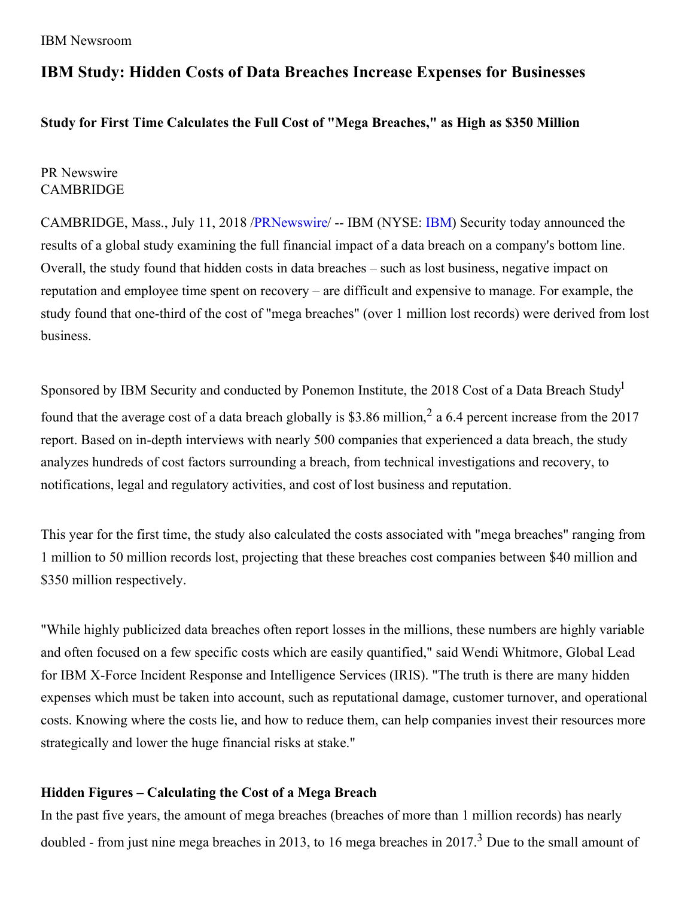IBM Newsroom

# IBM Study: Hidden Costs of Data Breaches Increase Expenses for Businesses

### Study for First Time Calculates the Full Cost of "Mega Breaches," as High as $350 Million

PR Newswire
CAMBRIDGE

CAMBRIDGE, Mass., July 11, 2018 /PRNewswire/ -- IBM (NYSE: IBM) Security today announced the results of a global study examining the full financial impact of a data breach on a company's bottom line. Overall, the study found that hidden costs in data breaches – such as lost business, negative impact on reputation and employee time spent on recovery – are difficult and expensive to manage. For example, the study found that one-third of the cost of "mega breaches" (over 1 million lost records) were derived from lost business.

Sponsored by IBM Security and conducted by Ponemon Institute, the 2018 Cost of a Data Breach Study[1] found that the average cost of a data breach globally is $3.86 million,[2] a 6.4 percent increase from the 2017 report. Based on in-depth interviews with nearly 500 companies that experienced a data breach, the study analyzes hundreds of cost factors surrounding a breach, from technical investigations and recovery, to notifications, legal and regulatory activities, and cost of lost business and reputation.

This year for the first time, the study also calculated the costs associated with "mega breaches" ranging from 1 million to 50 million records lost, projecting that these breaches cost companies between $40 million and $350 million respectively.

"While highly publicized data breaches often report losses in the millions, these numbers are highly variable and often focused on a few specific costs which are easily quantified," said Wendi Whitmore, Global Lead for IBM X-Force Incident Response and Intelligence Services (IRIS). "The truth is there are many hidden expenses which must be taken into account, such as reputational damage, customer turnover, and operational costs. Knowing where the costs lie, and how to reduce them, can help companies invest their resources more strategically and lower the huge financial risks at stake."

### Hidden Figures – Calculating the Cost of a Mega Breach

In the past five years, the amount of mega breaches (breaches of more than 1 million records) has nearly doubled - from just nine mega breaches in 2013, to 16 mega breaches in 2017.[3] Due to the small amount of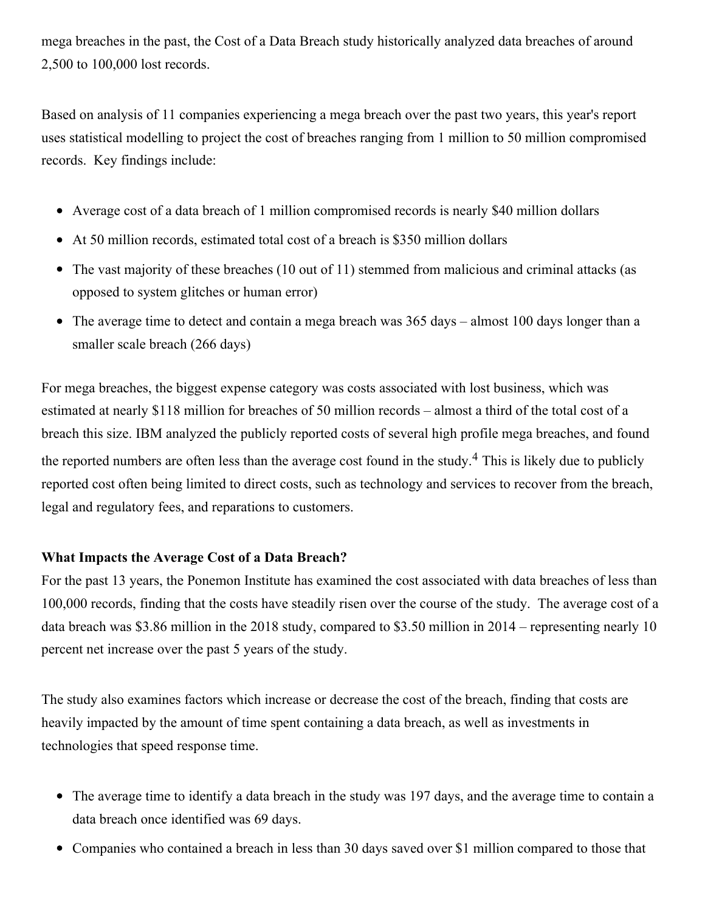mega breaches in the past, the Cost of a Data Breach study historically analyzed data breaches of around 2,500 to 100,000 lost records.

Based on analysis of 11 companies experiencing a mega breach over the past two years, this year's report uses statistical modelling to project the cost of breaches ranging from 1 million to 50 million compromised records. Key findings include:

- Average cost of a data breach of 1 million compromised records is nearly $40 million dollars
- At 50 million records, estimated total cost of a breach is $350 million dollars
- The vast majority of these breaches (10 out of 11) stemmed from malicious and criminal attacks (as opposed to system glitches or human error)
- The average time to detect and contain a mega breach was 365 days – almost 100 days longer than a smaller scale breach (266 days)

For mega breaches, the biggest expense category was costs associated with lost business, which was estimated at nearly $118 million for breaches of 50 million records – almost a third of the total cost of a breach this size. IBM analyzed the publicly reported costs of several high profile mega breaches, and found the reported numbers are often less than the average cost found in the study.[4] This is likely due to publicly reported cost often being limited to direct costs, such as technology and services to recover from the breach, legal and regulatory fees, and reparations to customers.

**What Impacts the Average Cost of a Data Breach?**

For the past 13 years, the Ponemon Institute has examined the cost associated with data breaches of less than 100,000 records, finding that the costs have steadily risen over the course of the study. The average cost of a data breach was $3.86 million in the 2018 study, compared to $3.50 million in 2014 – representing nearly 10 percent net increase over the past 5 years of the study.

The study also examines factors which increase or decrease the cost of the breach, finding that costs are heavily impacted by the amount of time spent containing a data breach, as well as investments in technologies that speed response time.

- The average time to identify a data breach in the study was 197 days, and the average time to contain a data breach once identified was 69 days.
- Companies who contained a breach in less than 30 days saved over $1 million compared to those that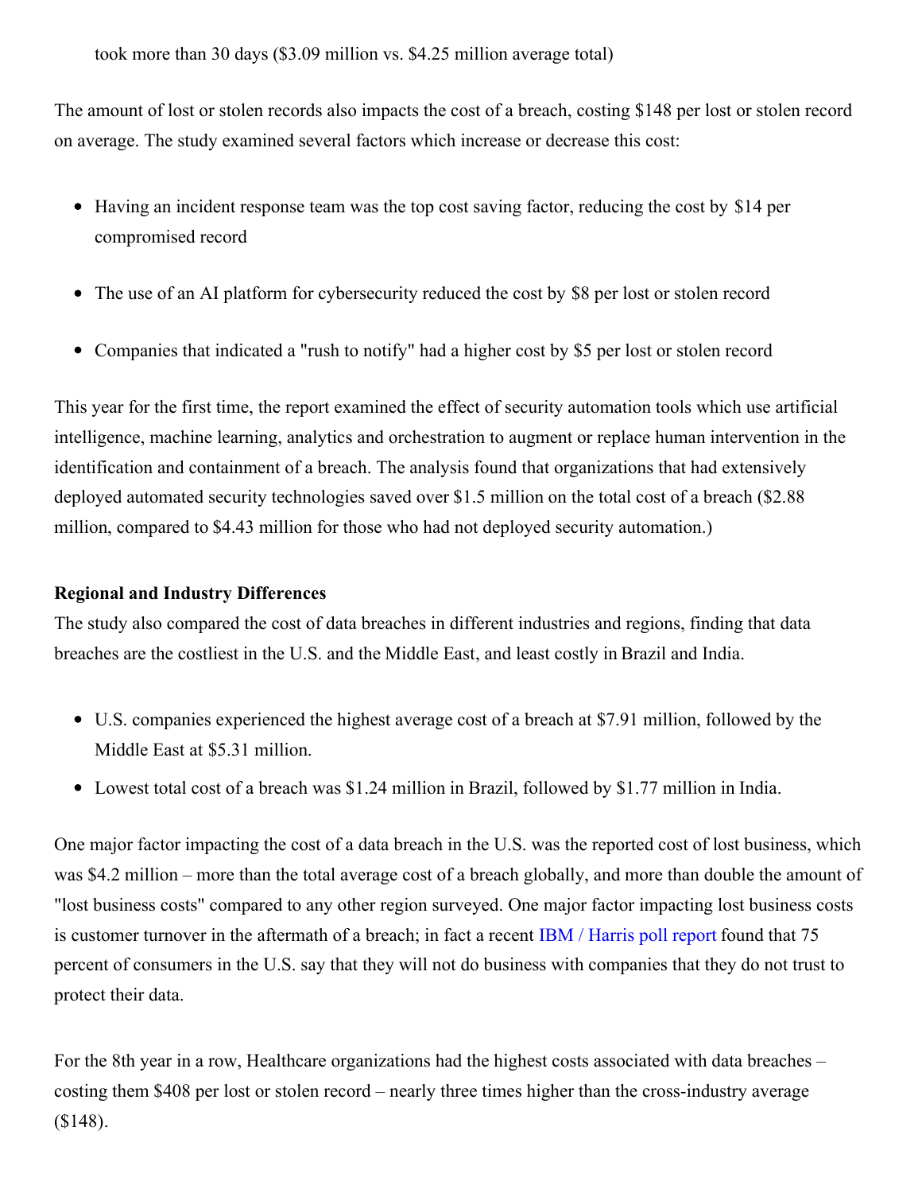took more than 30 days ($3.09 million vs. $4.25 million average total)

The amount of lost or stolen records also impacts the cost of a breach, costing $148 per lost or stolen record on average. The study examined several factors which increase or decrease this cost:

- Having an incident response team was the top cost saving factor, reducing the cost by $14 per compromised record
- The use of an AI platform for cybersecurity reduced the cost by $8 per lost or stolen record
- Companies that indicated a "rush to notify" had a higher cost by $5 per lost or stolen record

This year for the first time, the report examined the effect of security automation tools which use artificial intelligence, machine learning, analytics and orchestration to augment or replace human intervention in the identification and containment of a breach. The analysis found that organizations that had extensively deployed automated security technologies saved over $1.5 million on the total cost of a breach ($2.88 million, compared to $4.43 million for those who had not deployed security automation.)

**Regional and Industry Differences**

The study also compared the cost of data breaches in different industries and regions, finding that data breaches are the costliest in the U.S. and the Middle East, and least costly in Brazil and India.

- U.S. companies experienced the highest average cost of a breach at $7.91 million, followed by the Middle East at $5.31 million.
- Lowest total cost of a breach was $1.24 million in Brazil, followed by $1.77 million in India.

One major factor impacting the cost of a data breach in the U.S. was the reported cost of lost business, which was $4.2 million – more than the total average cost of a breach globally, and more than double the amount of "lost business costs" compared to any other region surveyed. One major factor impacting lost business costs is customer turnover in the aftermath of a breach; in fact a recent IBM / Harris poll report found that 75 percent of consumers in the U.S. say that they will not do business with companies that they do not trust to protect their data.

For the 8th year in a row, Healthcare organizations had the highest costs associated with data breaches – costing them $408 per lost or stolen record – nearly three times higher than the cross-industry average ($148).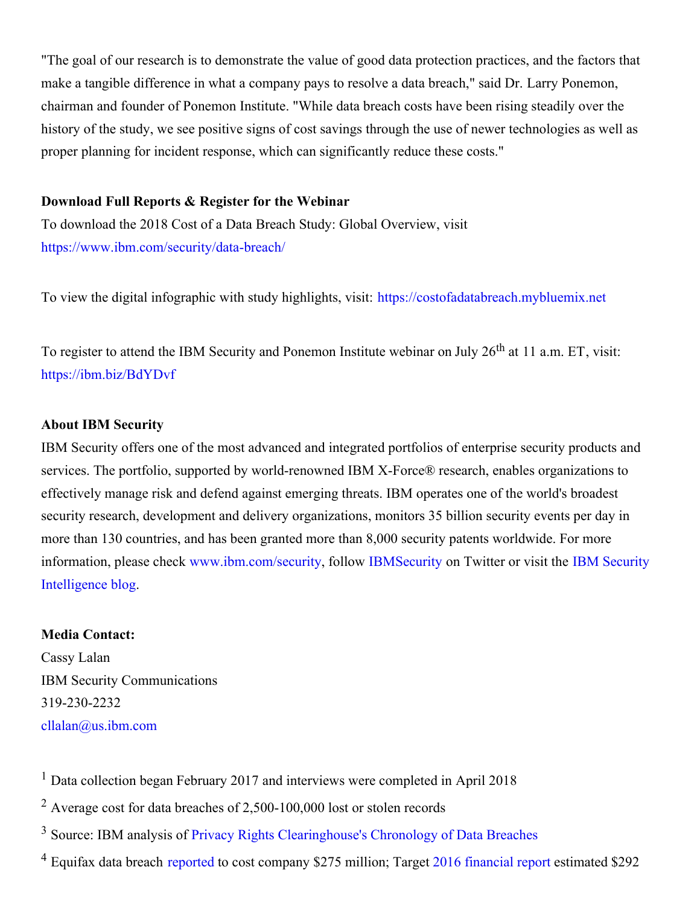"The goal of our research is to demonstrate the value of good data protection practices, and the factors that make a tangible difference in what a company pays to resolve a data breach," said Dr. Larry Ponemon, chairman and founder of Ponemon Institute. "While data breach costs have been rising steadily over the history of the study, we see positive signs of cost savings through the use of newer technologies as well as proper planning for incident response, which can significantly reduce these costs."

**Download Full Reports & Register for the Webinar**

To download the 2018 Cost of a Data Breach Study: Global Overview, visit https://www.ibm.com/security/data-breach/

To view the digital infographic with study highlights, visit: https://costofadatabreach.mybluemix.net

To register to attend the IBM Security and Ponemon Institute webinar on July 26th at 11 a.m. ET, visit: https://ibm.biz/BdYDvf

**About IBM Security**

IBM Security offers one of the most advanced and integrated portfolios of enterprise security products and services. The portfolio, supported by world-renowned IBM X-Force® research, enables organizations to effectively manage risk and defend against emerging threats. IBM operates one of the world's broadest security research, development and delivery organizations, monitors 35 billion security events per day in more than 130 countries, and has been granted more than 8,000 security patents worldwide. For more information, please check www.ibm.com/security, follow IBMSecurity on Twitter or visit the IBM Security Intelligence blog.

**Media Contact:**

Cassy Lalan
IBM Security Communications
319-230-2232
cllalan@us.ibm.com

[1] Data collection began February 2017 and interviews were completed in April 2018

[2] Average cost for data breaches of 2,500-100,000 lost or stolen records

[3] Source: IBM analysis of Privacy Rights Clearinghouse's Chronology of Data Breaches

[4] Equifax data breach reported to cost company $275 million; Target 2016 financial report estimated $292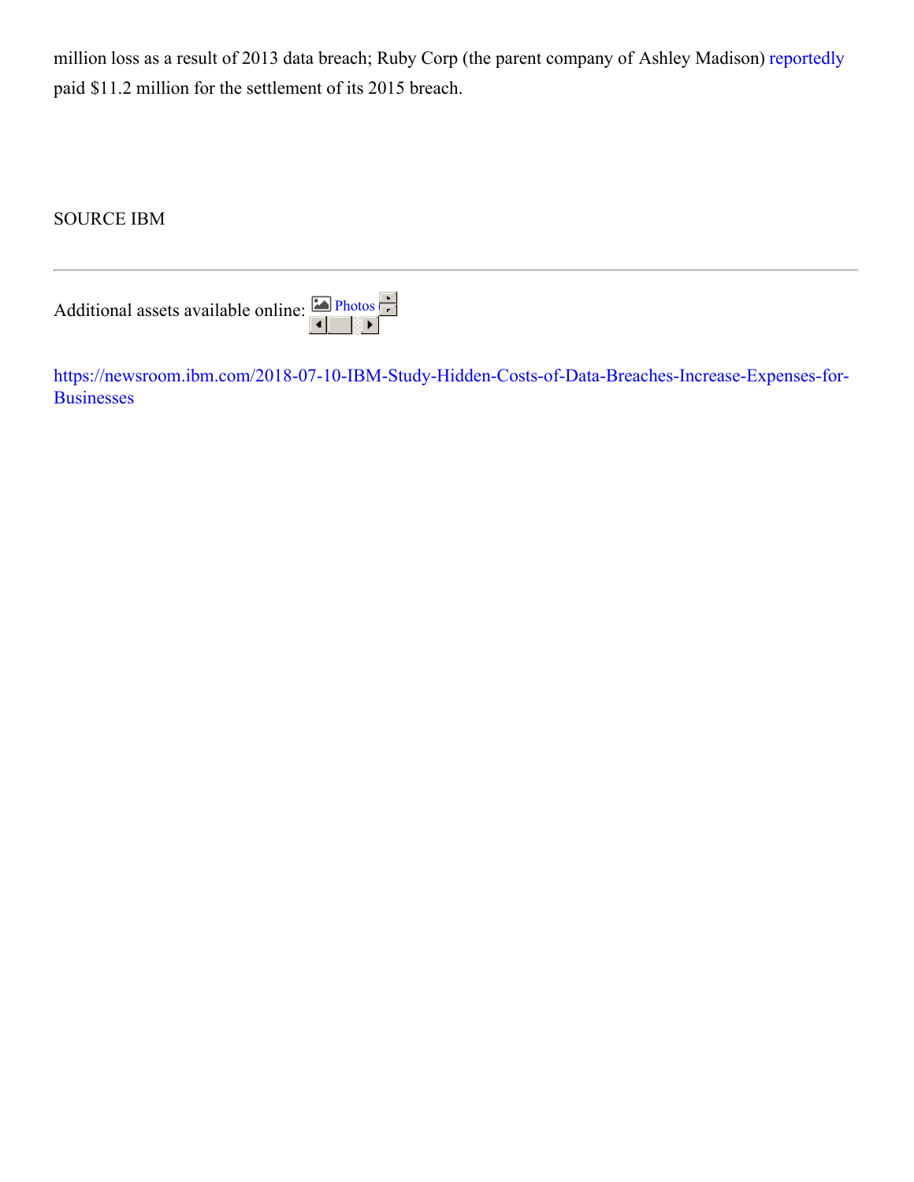million loss as a result of 2013 data breach; Ruby Corp (the parent company of Ashley Madison) reportedly paid $11.2 million for the settlement of its 2015 breach.

SOURCE IBM

---

Additional assets available online: Photos

https://newsroom.ibm.com/2018-07-10-IBM-Study-Hidden-Costs-of-Data-Breaches-Increase-Expenses-for-Businesses